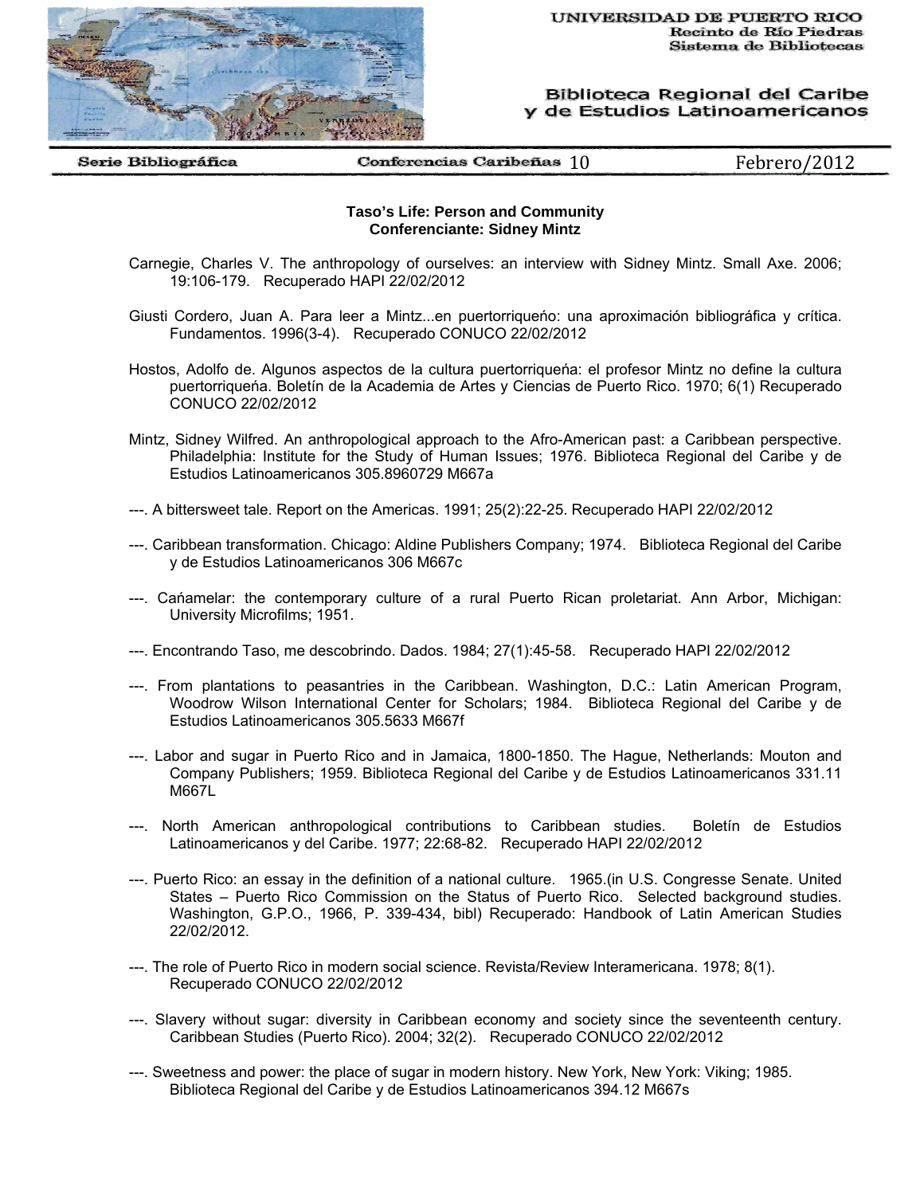UNIVERSIDAD DE PUERTO RICO
Recinto de Río Piedras
Sistema de Bibliotecas

Biblioteca Regional del Caribe y de Estudios Latinoamericanos

Serie Bibliográfica — Conferencias Caribeñas 10 — Febrero/2012

**Taso's Life: Person and Community**
**Conferenciante: Sidney Mintz**

Carnegie, Charles V. The anthropology of ourselves: an interview with Sidney Mintz. Small Axe. 2006; 19:106-179. Recuperado HAPI 22/02/2012

Giusti Cordero, Juan A. Para leer a Mintz...en puertorriqueño: una aproximación bibliográfica y crítica. Fundamentos. 1996(3-4). Recuperado CONUCO 22/02/2012

Hostos, Adolfo de. Algunos aspectos de la cultura puertorriqueña: el profesor Mintz no define la cultura puertorriqueña. Boletín de la Academia de Artes y Ciencias de Puerto Rico. 1970; 6(1) Recuperado CONUCO 22/02/2012

Mintz, Sidney Wilfred. An anthropological approach to the Afro-American past: a Caribbean perspective. Philadelphia: Institute for the Study of Human Issues; 1976. Biblioteca Regional del Caribe y de Estudios Latinoamericanos 305.8960729 M667a

---. A bittersweet tale. Report on the Americas. 1991; 25(2):22-25. Recuperado HAPI 22/02/2012

---. Caribbean transformation. Chicago: Aldine Publishers Company; 1974. Biblioteca Regional del Caribe y de Estudios Latinoamericanos 306 M667c

---. Cańamelar: the contemporary culture of a rural Puerto Rican proletariat. Ann Arbor, Michigan: University Microfilms; 1951.

---. Encontrando Taso, me descobrindo. Dados. 1984; 27(1):45-58. Recuperado HAPI 22/02/2012

---. From plantations to peasantries in the Caribbean. Washington, D.C.: Latin American Program, Woodrow Wilson International Center for Scholars; 1984. Biblioteca Regional del Caribe y de Estudios Latinoamericanos 305.5633 M667f

---. Labor and sugar in Puerto Rico and in Jamaica, 1800-1850. The Hague, Netherlands: Mouton and Company Publishers; 1959. Biblioteca Regional del Caribe y de Estudios Latinoamericanos 331.11 M667L

---. North American anthropological contributions to Caribbean studies. Boletín de Estudios Latinoamericanos y del Caribe. 1977; 22:68-82. Recuperado HAPI 22/02/2012

---. Puerto Rico: an essay in the definition of a national culture. 1965.(in U.S. Congresse Senate. United States – Puerto Rico Commission on the Status of Puerto Rico. Selected background studies. Washington, G.P.O., 1966, P. 339-434, bibl) Recuperado: Handbook of Latin American Studies 22/02/2012.

---. The role of Puerto Rico in modern social science. Revista/Review Interamericana. 1978; 8(1). Recuperado CONUCO 22/02/2012

---. Slavery without sugar: diversity in Caribbean economy and society since the seventeenth century. Caribbean Studies (Puerto Rico). 2004; 32(2). Recuperado CONUCO 22/02/2012

---. Sweetness and power: the place of sugar in modern history. New York, New York: Viking; 1985. Biblioteca Regional del Caribe y de Estudios Latinoamericanos 394.12 M667s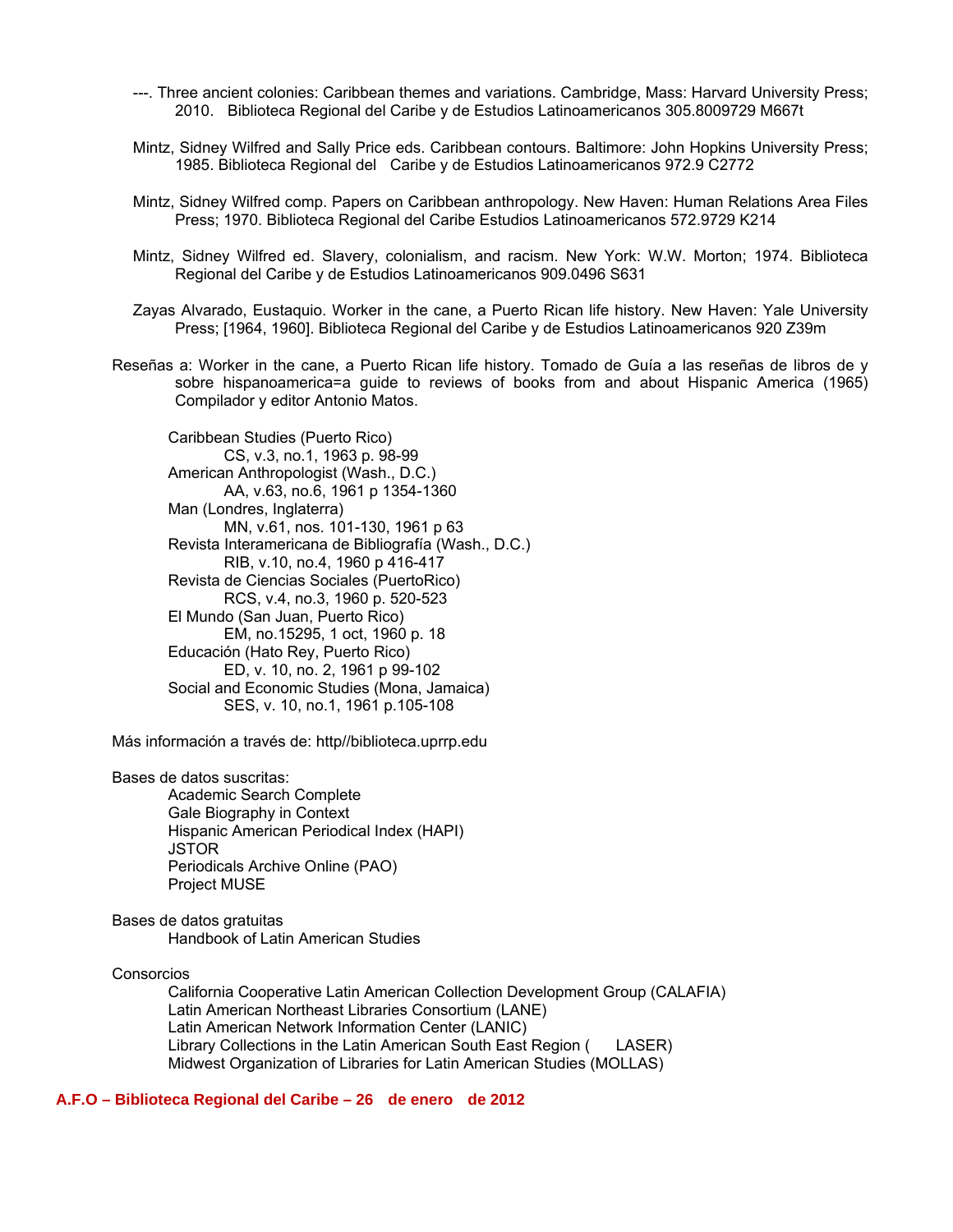---. Three ancient colonies: Caribbean themes and variations. Cambridge, Mass: Harvard University Press; 2010. Biblioteca Regional del Caribe y de Estudios Latinoamericanos 305.8009729 M667t

Mintz, Sidney Wilfred and Sally Price eds. Caribbean contours. Baltimore: John Hopkins University Press; 1985. Biblioteca Regional del Caribe y de Estudios Latinoamericanos 972.9 C2772

Mintz, Sidney Wilfred comp. Papers on Caribbean anthropology. New Haven: Human Relations Area Files Press; 1970. Biblioteca Regional del Caribe Estudios Latinoamericanos 572.9729 K214

Mintz, Sidney Wilfred ed. Slavery, colonialism, and racism. New York: W.W. Morton; 1974. Biblioteca Regional del Caribe y de Estudios Latinoamericanos 909.0496 S631

Zayas Alvarado, Eustaquio. Worker in the cane, a Puerto Rican life history. New Haven: Yale University Press; [1964, 1960]. Biblioteca Regional del Caribe y de Estudios Latinoamericanos 920 Z39m

Reseñas a: Worker in the cane, a Puerto Rican life history. Tomado de Guía a las reseñas de libros de y sobre hispanoamerica=a guide to reviews of books from and about Hispanic America (1965) Compilador y editor Antonio Matos.

- Caribbean Studies (Puerto Rico)
  - CS, v.3, no.1, 1963 p. 98-99
- American Anthropologist (Wash., D.C.)
  - AA, v.63, no.6, 1961 p 1354-1360
- Man (Londres, Inglaterra)
  - MN, v.61, nos. 101-130, 1961 p 63
- Revista Interamericana de Bibliografía (Wash., D.C.)
  - RIB, v.10, no.4, 1960 p 416-417
- Revista de Ciencias Sociales (PuertoRico)
  - RCS, v.4, no.3, 1960 p. 520-523
- El Mundo (San Juan, Puerto Rico)
  - EM, no.15295, 1 oct, 1960 p. 18
- Educación (Hato Rey, Puerto Rico)
  - ED, v. 10, no. 2, 1961 p 99-102
- Social and Economic Studies (Mona, Jamaica)
  - SES, v. 10, no.1, 1961 p.105-108

Más información a través de: http//biblioteca.uprrp.edu

Bases de datos suscritas:

- Academic Search Complete
- Gale Biography in Context
- Hispanic American Periodical Index (HAPI)
- JSTOR
- Periodicals Archive Online (PAO)
- Project MUSE

Bases de datos gratuitas

- Handbook of Latin American Studies

Consorcios

- California Cooperative Latin American Collection Development Group (CALAFIA)
- Latin American Northeast Libraries Consortium (LANE)
- Latin American Network Information Center (LANIC)
- Library Collections in the Latin American South East Region ( LASER)
- Midwest Organization of Libraries for Latin American Studies (MOLLAS)

**A.F.O – Biblioteca Regional del Caribe – 26 de enero de 2012**